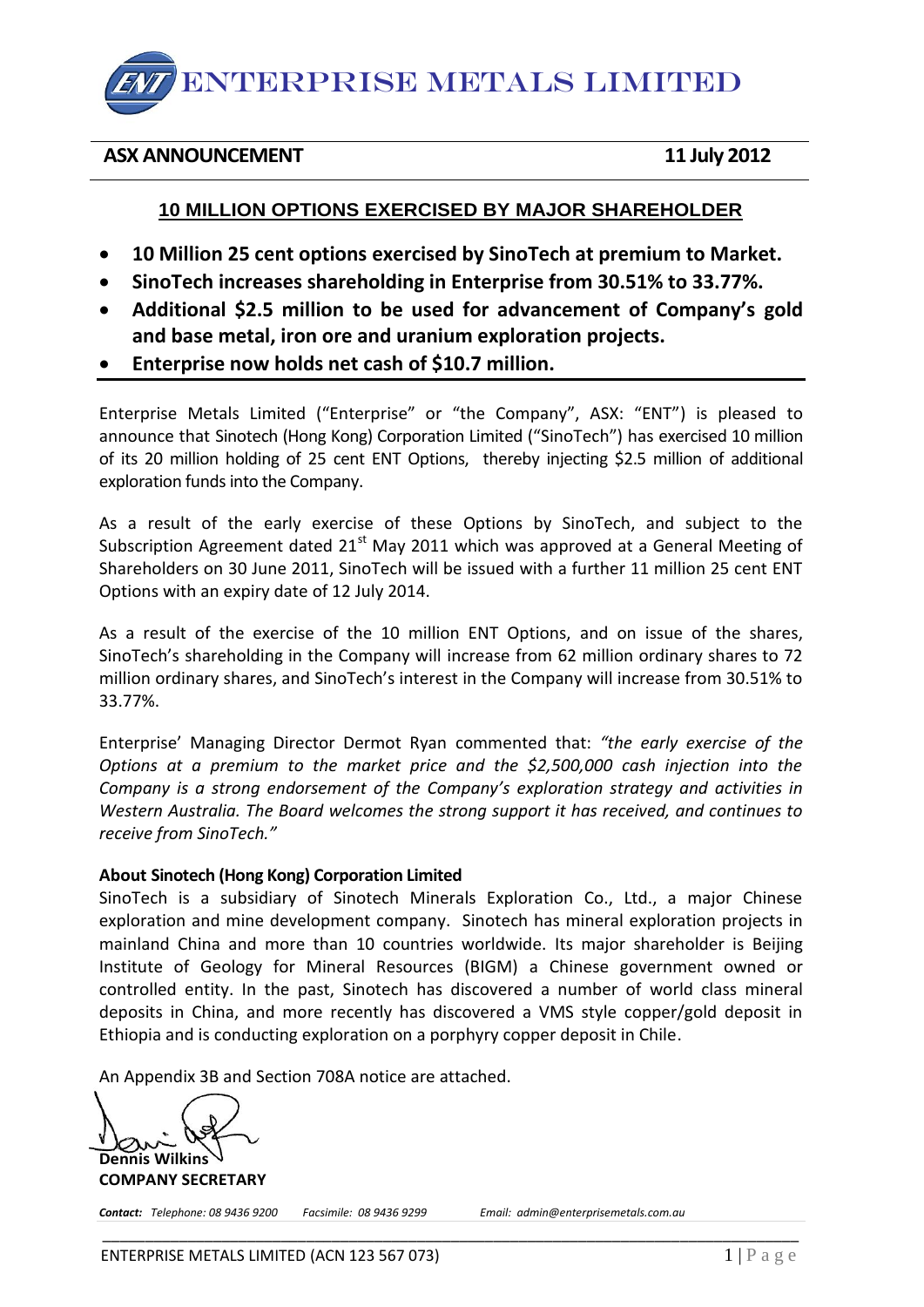# ENTERPRISE METALS LIMITED

**ASX ANNOUNCEMENT** **11 July 2012**

## 10 MILLION OPTIONS EXERCISED BY MAJOR SHAREHOLDER

- **10 Million 25 cent options exercised by SinoTech at premium to Market.**
- **SinoTech increases shareholding in Enterprise from 30.51% to 33.77%.**
- **Additional $2.5 million to be used for advancement of Company's gold and base metal, iron ore and uranium exploration projects.**
- **Enterprise now holds net cash of $10.7 million.**

Enterprise Metals Limited ("Enterprise" or "the Company", ASX: "ENT") is pleased to announce that Sinotech (Hong Kong) Corporation Limited ("SinoTech") has exercised 10 million of its 20 million holding of 25 cent ENT Options, thereby injecting $2.5 million of additional exploration funds into the Company.

As a result of the early exercise of these Options by SinoTech, and subject to the Subscription Agreement dated 21st May 2011 which was approved at a General Meeting of Shareholders on 30 June 2011, SinoTech will be issued with a further 11 million 25 cent ENT Options with an expiry date of 12 July 2014.

As a result of the exercise of the 10 million ENT Options, and on issue of the shares, SinoTech's shareholding in the Company will increase from 62 million ordinary shares to 72 million ordinary shares, and SinoTech's interest in the Company will increase from 30.51% to 33.77%.

Enterprise' Managing Director Dermot Ryan commented that: *"the early exercise of the Options at a premium to the market price and the $2,500,000 cash injection into the Company is a strong endorsement of the Company's exploration strategy and activities in Western Australia. The Board welcomes the strong support it has received, and continues to receive from SinoTech."*

**About Sinotech (Hong Kong) Corporation Limited**

SinoTech is a subsidiary of Sinotech Minerals Exploration Co., Ltd., a major Chinese exploration and mine development company. Sinotech has mineral exploration projects in mainland China and more than 10 countries worldwide. Its major shareholder is Beijing Institute of Geology for Mineral Resources (BIGM) a Chinese government owned or controlled entity. In the past, Sinotech has discovered a number of world class mineral deposits in China, and more recently has discovered a VMS style copper/gold deposit in Ethiopia and is conducting exploration on a porphyry copper deposit in Chile.

An Appendix 3B and Section 708A notice are attached.

**Dennis Wilkins**
**COMPANY SECRETARY**

***Contact:*** *Telephone: 08 9436 9200* *Facsimile: 08 9436 9299* *Email: admin@enterprisemetals.com.au*

ENTERPRISE METALS LIMITED (ACN 123 567 073)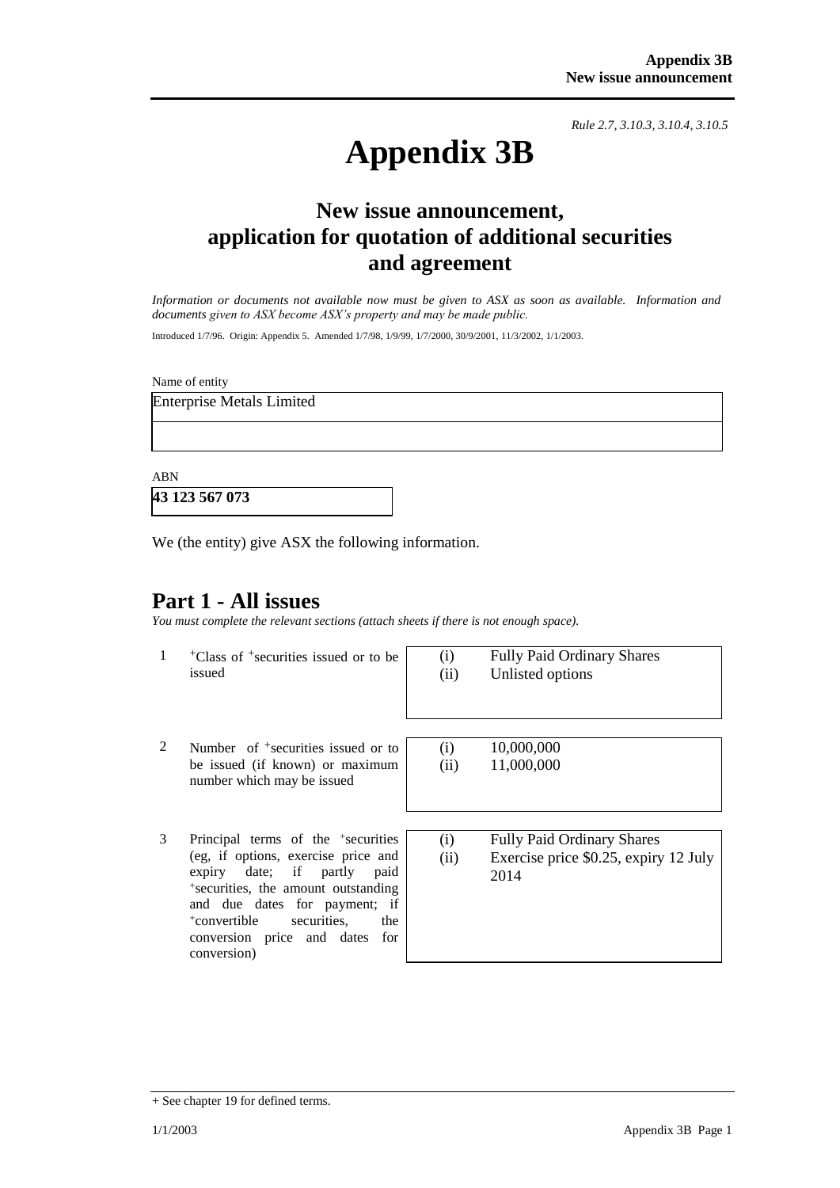*Rule 2.7, 3.10.3, 3.10.4, 3.10.5*

# Appendix 3B

## New issue announcement, application for quotation of additional securities and agreement

*Information or documents not available now must be given to ASX as soon as available. Information and documents given to ASX become ASX's property and may be made public.*

Introduced 1/7/96. Origin: Appendix 5. Amended 1/7/98, 1/9/99, 1/7/2000, 30/9/2001, 11/3/2002, 1/1/2003.

Name of entity

| Enterprise Metals Limited |
|---|
| |

ABN

| **43 123 567 073** |
|---|

We (the entity) give ASX the following information.

## Part 1 - All issues

*You must complete the relevant sections (attach sheets if there is not enough space).*

| | | |
|---|---|---|
| 1 | +Class of +securities issued or to be issued | (i) Fully Paid Ordinary Shares<br>(ii) Unlisted options |
| 2 | Number of +securities issued or to be issued (if known) or maximum number which may be issued | (i) 10,000,000<br>(ii) 11,000,000 |
| 3 | Principal terms of the +securities (eg, if options, exercise price and expiry date; if partly paid +securities, the amount outstanding and due dates for payment; if +convertible securities, the conversion price and dates for conversion) | (i) Fully Paid Ordinary Shares<br>(ii) Exercise price $0.25, expiry 12 July 2014 |

+ See chapter 19 for defined terms.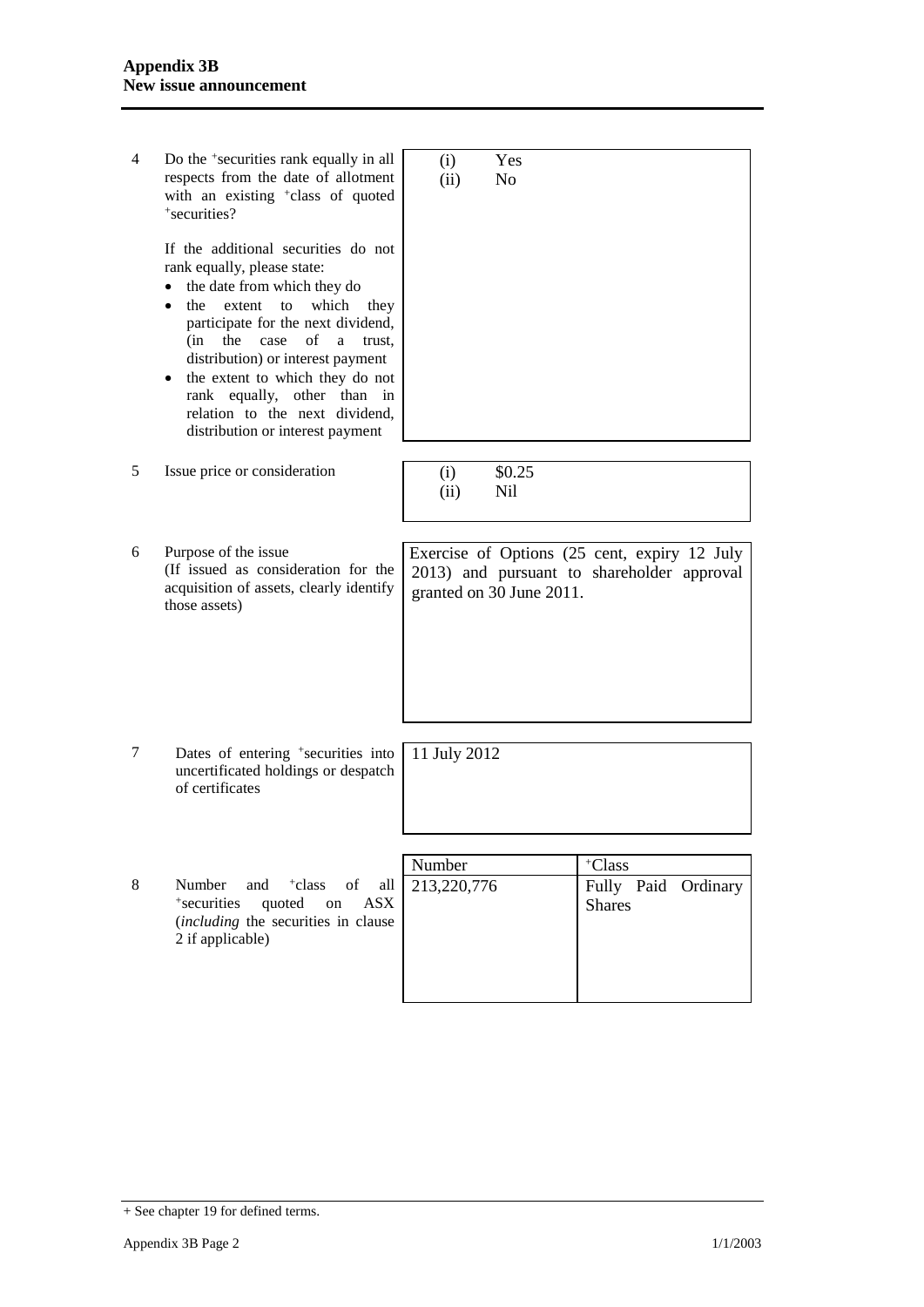| | | |
|---|---|---|
| 4 | Do the +securities rank equally in all respects from the date of allotment with an existing +class of quoted +securities?<br><br>If the additional securities do not rank equally, please state:<br>• the date from which they do<br>• the extent to which they participate for the next dividend, (in the case of a trust, distribution) or interest payment<br>• the extent to which they do not rank equally, other than in relation to the next dividend, distribution or interest payment | (i) Yes<br>(ii) No |
| 5 | Issue price or consideration | (i) $0.25<br>(ii) Nil |
| 6 | Purpose of the issue<br>(If issued as consideration for the acquisition of assets, clearly identify those assets) | Exercise of Options (25 cent, expiry 12 July 2013) and pursuant to shareholder approval granted on 30 June 2011. |
| 7 | Dates of entering +securities into uncertificated holdings or despatch of certificates | 11 July 2012 |

| | | Number | +Class |
|---|---|---|---|
| 8 | Number and +class of all +securities quoted on ASX (*including* the securities in clause 2 if applicable) | 213,220,776 | Fully Paid Ordinary Shares |

+ See chapter 19 for defined terms.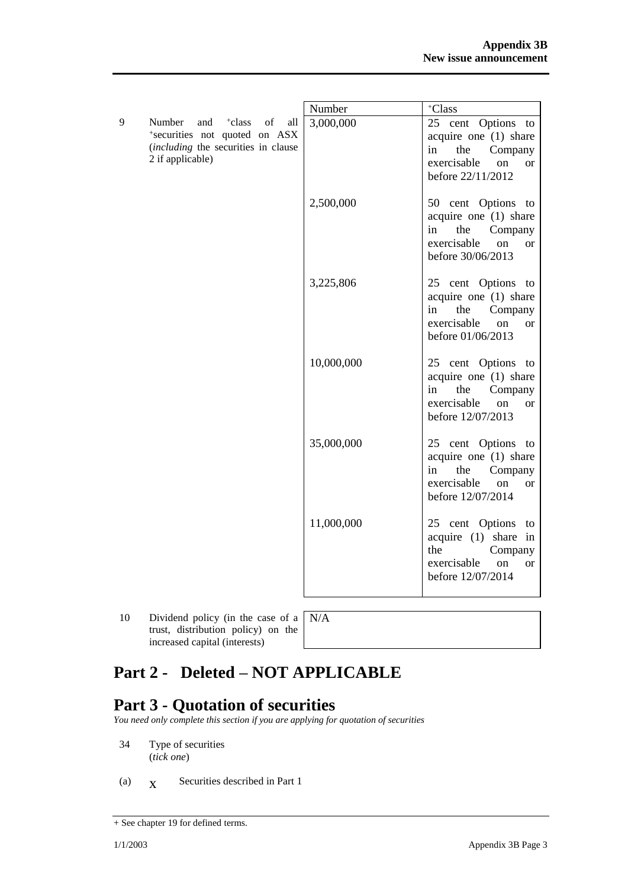| | | Number | +Class |
|---|---|---|---|
| 9 | Number and +class of all +securities not quoted on ASX (*including* the securities in clause 2 if applicable) | 3,000,000 | 25 cent Options to acquire one (1) share in the Company exercisable on or before 22/11/2012 |
| | | 2,500,000 | 50 cent Options to acquire one (1) share in the Company exercisable on or before 30/06/2013 |
| | | 3,225,806 | 25 cent Options to acquire one (1) share in the Company exercisable on or before 01/06/2013 |
| | | 10,000,000 | 25 cent Options to acquire one (1) share in the Company exercisable on or before 12/07/2013 |
| | | 35,000,000 | 25 cent Options to acquire one (1) share in the Company exercisable on or before 12/07/2014 |
| | | 11,000,000 | 25 cent Options to acquire (1) share in the Company exercisable on or before 12/07/2014 |

| | | |
|---|---|---|
| 10 | Dividend policy (in the case of a trust, distribution policy) on the increased capital (interests) | N/A |

# Part 2 - Deleted – NOT APPLICABLE

# Part 3 - Quotation of securities

*You need only complete this section if you are applying for quotation of securities*

34 Type of securities
(*tick one*)

(a) X Securities described in Part 1

+ See chapter 19 for defined terms.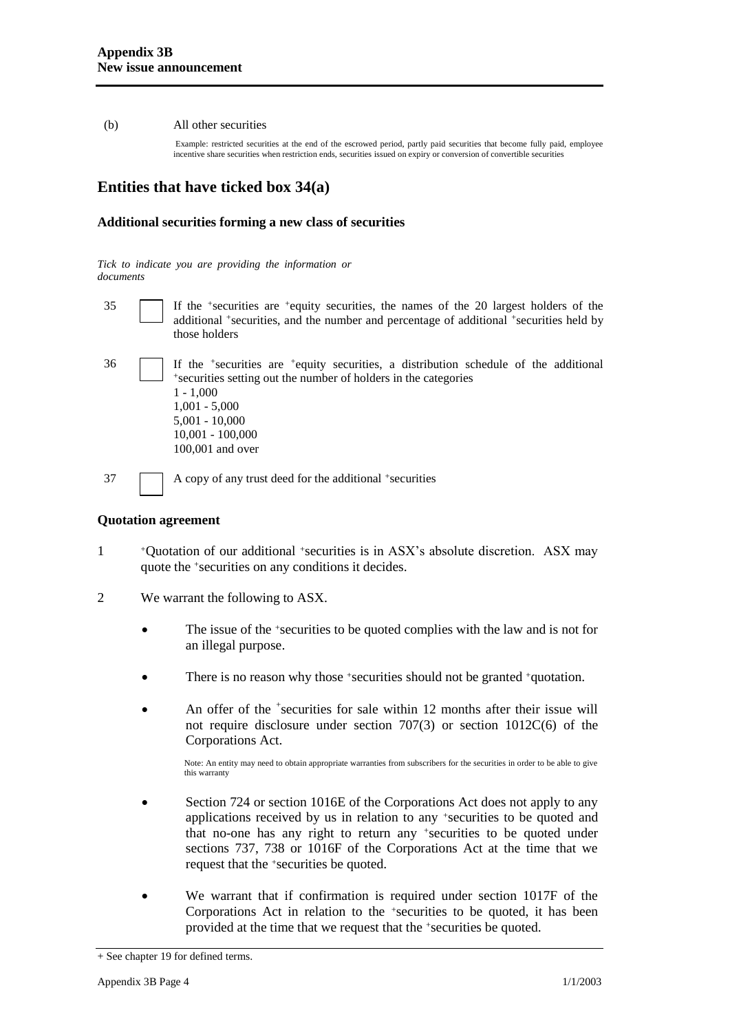(b) All other securities

Example: restricted securities at the end of the escrowed period, partly paid securities that become fully paid, employee incentive share securities when restriction ends, securities issued on expiry or conversion of convertible securities

## Entities that have ticked box 34(a)

### Additional securities forming a new class of securities

*Tick to indicate you are providing the information or documents*

35 ☐ If the +securities are +equity securities, the names of the 20 largest holders of the additional +securities, and the number and percentage of additional +securities held by those holders

36 ☐ If the +securities are +equity securities, a distribution schedule of the additional +securities setting out the number of holders in the categories
1 - 1,000
1,001 - 5,000
5,001 - 10,000
10,001 - 100,000
100,001 and over

37 ☐ A copy of any trust deed for the additional +securities

### Quotation agreement

1 +Quotation of our additional +securities is in ASX's absolute discretion. ASX may quote the +securities on any conditions it decides.

2 We warrant the following to ASX.

- The issue of the +securities to be quoted complies with the law and is not for an illegal purpose.

- There is no reason why those +securities should not be granted +quotation.

- An offer of the +securities for sale within 12 months after their issue will not require disclosure under section 707(3) or section 1012C(6) of the Corporations Act.

  Note: An entity may need to obtain appropriate warranties from subscribers for the securities in order to be able to give this warranty

- Section 724 or section 1016E of the Corporations Act does not apply to any applications received by us in relation to any +securities to be quoted and that no-one has any right to return any +securities to be quoted under sections 737, 738 or 1016F of the Corporations Act at the time that we request that the +securities be quoted.

- We warrant that if confirmation is required under section 1017F of the Corporations Act in relation to the +securities to be quoted, it has been provided at the time that we request that the +securities be quoted.

+ See chapter 19 for defined terms.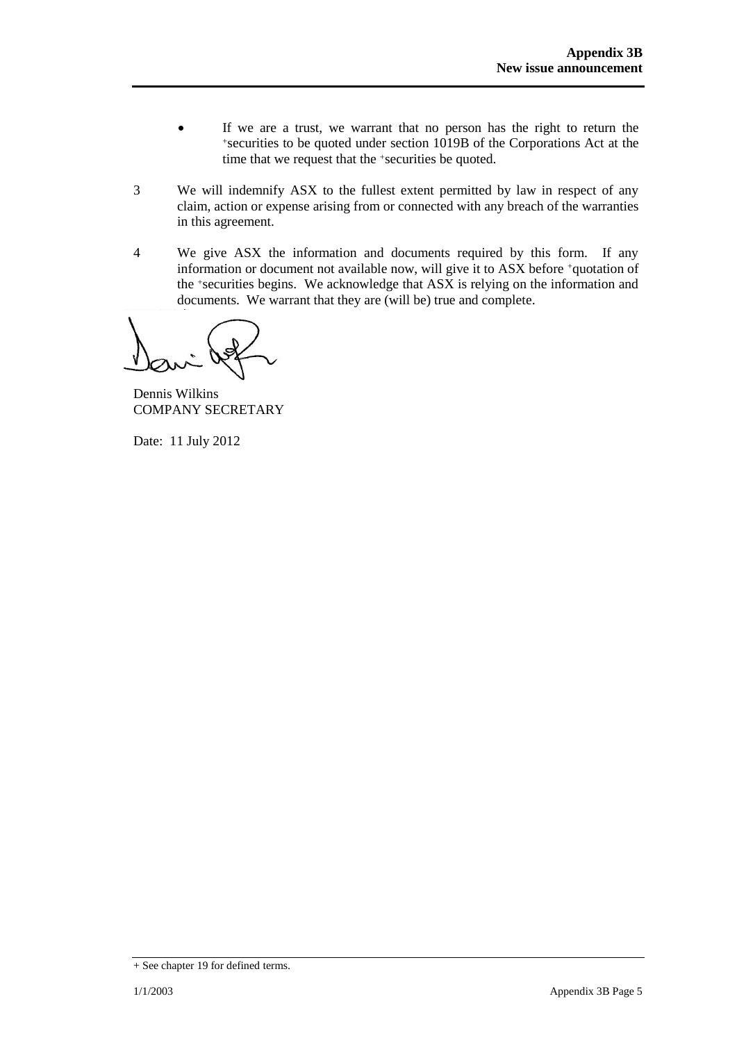- If we are a trust, we warrant that no person has the right to return the +securities to be quoted under section 1019B of the Corporations Act at the time that we request that the +securities be quoted.

3 We will indemnify ASX to the fullest extent permitted by law in respect of any claim, action or expense arising from or connected with any breach of the warranties in this agreement.

4 We give ASX the information and documents required by this form. If any information or document not available now, will give it to ASX before +quotation of the +securities begins. We acknowledge that ASX is relying on the information and documents. We warrant that they are (will be) true and complete.

Dennis Wilkins
COMPANY SECRETARY

Date: 11 July 2012

+ See chapter 19 for defined terms.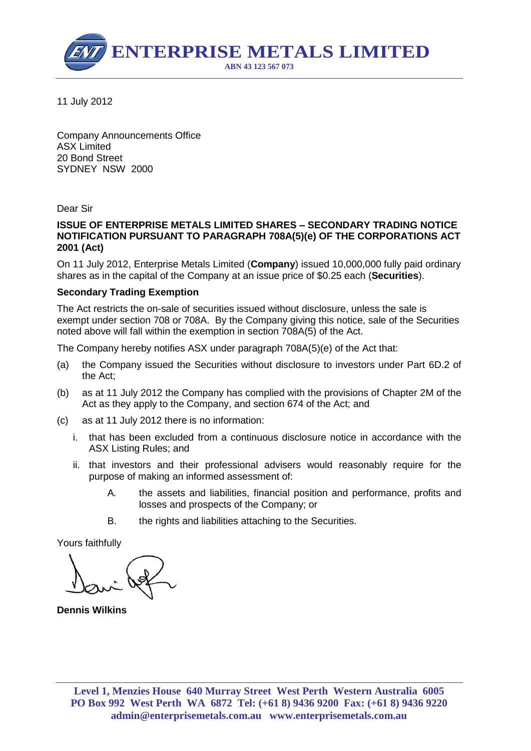# ENTERPRISE METALS LIMITED

ABN 43 123 567 073

11 July 2012

Company Announcements Office
ASX Limited
20 Bond Street
SYDNEY NSW 2000

Dear Sir

**ISSUE OF ENTERPRISE METALS LIMITED SHARES – SECONDARY TRADING NOTICE NOTIFICATION PURSUANT TO PARAGRAPH 708A(5)(e) OF THE CORPORATIONS ACT 2001 (Act)**

On 11 July 2012, Enterprise Metals Limited (**Company**) issued 10,000,000 fully paid ordinary shares as in the capital of the Company at an issue price of $0.25 each (**Securities**).

**Secondary Trading Exemption**

The Act restricts the on-sale of securities issued without disclosure, unless the sale is exempt under section 708 or 708A. By the Company giving this notice, sale of the Securities noted above will fall within the exemption in section 708A(5) of the Act.

The Company hereby notifies ASX under paragraph 708A(5)(e) of the Act that:

(a) the Company issued the Securities without disclosure to investors under Part 6D.2 of the Act;

(b) as at 11 July 2012 the Company has complied with the provisions of Chapter 2M of the Act as they apply to the Company, and section 674 of the Act; and

(c) as at 11 July 2012 there is no information:

   i. that has been excluded from a continuous disclosure notice in accordance with the ASX Listing Rules; and

   ii. that investors and their professional advisers would reasonably require for the purpose of making an informed assessment of:

      A. the assets and liabilities, financial position and performance, profits and losses and prospects of the Company; or

      B. the rights and liabilities attaching to the Securities.

Yours faithfully

**Dennis Wilkins**

Level 1, Menzies House 640 Murray Street West Perth Western Australia 6005
PO Box 992 West Perth WA 6872 Tel: (+61 8) 9436 9200 Fax: (+61 8) 9436 9220
admin@enterprisemetals.com.au www.enterprisemetals.com.au